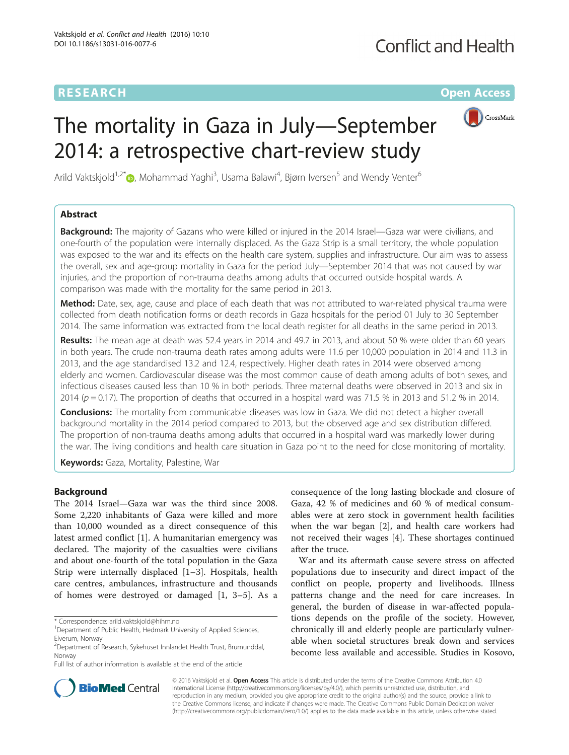RESEARCH Open Access

# The mortality in Gaza in July—September 2014: a retrospective chart-review study

Arild Vaktskjold[1,2*], Mohammad Yaghi[3], Usama Balawi[4], Bjørn Iversen[5] and Wendy Venter[6]

## Abstract

**Background:** The majority of Gazans who were killed or injured in the 2014 Israel—Gaza war were civilians, and one-fourth of the population were internally displaced. As the Gaza Strip is a small territory, the whole population was exposed to the war and its effects on the health care system, supplies and infrastructure. Our aim was to assess the overall, sex and age-group mortality in Gaza for the period July—September 2014 that was not caused by war injuries, and the proportion of non-trauma deaths among adults that occurred outside hospital wards. A comparison was made with the mortality for the same period in 2013.

**Method:** Date, sex, age, cause and place of each death that was not attributed to war-related physical trauma were collected from death notification forms or death records in Gaza hospitals for the period 01 July to 30 September 2014. The same information was extracted from the local death register for all deaths in the same period in 2013.

**Results:** The mean age at death was 52.4 years in 2014 and 49.7 in 2013, and about 50 % were older than 60 years in both years. The crude non-trauma death rates among adults were 11.6 per 10,000 population in 2014 and 11.3 in 2013, and the age standardised 13.2 and 12.4, respectively. Higher death rates in 2014 were observed among elderly and women. Cardiovascular disease was the most common cause of death among adults of both sexes, and infectious diseases caused less than 10 % in both periods. Three maternal deaths were observed in 2013 and six in 2014 ($p = 0.17$). The proportion of deaths that occurred in a hospital ward was 71.5 % in 2013 and 51.2 % in 2014.

**Conclusions:** The mortality from communicable diseases was low in Gaza. We did not detect a higher overall background mortality in the 2014 period compared to 2013, but the observed age and sex distribution differed. The proportion of non-trauma deaths among adults that occurred in a hospital ward was markedly lower during the war. The living conditions and health care situation in Gaza point to the need for close monitoring of mortality.

**Keywords:** Gaza, Mortality, Palestine, War

## Background

The 2014 Israel—Gaza war was the third since 2008. Some 2,220 inhabitants of Gaza were killed and more than 10,000 wounded as a direct consequence of this latest armed conflict [1]. A humanitarian emergency was declared. The majority of the casualties were civilians and about one-fourth of the total population in the Gaza Strip were internally displaced [1–3]. Hospitals, health care centres, ambulances, infrastructure and thousands of homes were destroyed or damaged [1, 3–5]. As a consequence of the long lasting blockade and closure of Gaza, 42 % of medicines and 60 % of medical consumables were at zero stock in government health facilities when the war began [2], and health care workers had not received their wages [4]. These shortages continued after the truce.

War and its aftermath cause severe stress on affected populations due to insecurity and direct impact of the conflict on people, property and livelihoods. Illness patterns change and the need for care increases. In general, the burden of disease in war-affected populations depends on the profile of the society. However, chronically ill and elderly people are particularly vulnerable when societal structures break down and services become less available and accessible. Studies in Kosovo,

\* Correspondence: arild.vaktskjold@hihm.no
[1]Department of Public Health, Hedmark University of Applied Sciences, Elverum, Norway
[2]Department of Research, Sykehuset Innlandet Health Trust, Brumunddal, Norway
Full list of author information is available at the end of the article

© 2016 Vaktskjold et al. **Open Access** This article is distributed under the terms of the Creative Commons Attribution 4.0 International License (http://creativecommons.org/licenses/by/4.0/), which permits unrestricted use, distribution, and reproduction in any medium, provided you give appropriate credit to the original author(s) and the source, provide a link to the Creative Commons license, and indicate if changes were made. The Creative Commons Public Domain Dedication waiver (http://creativecommons.org/publicdomain/zero/1.0/) applies to the data made available in this article, unless otherwise stated.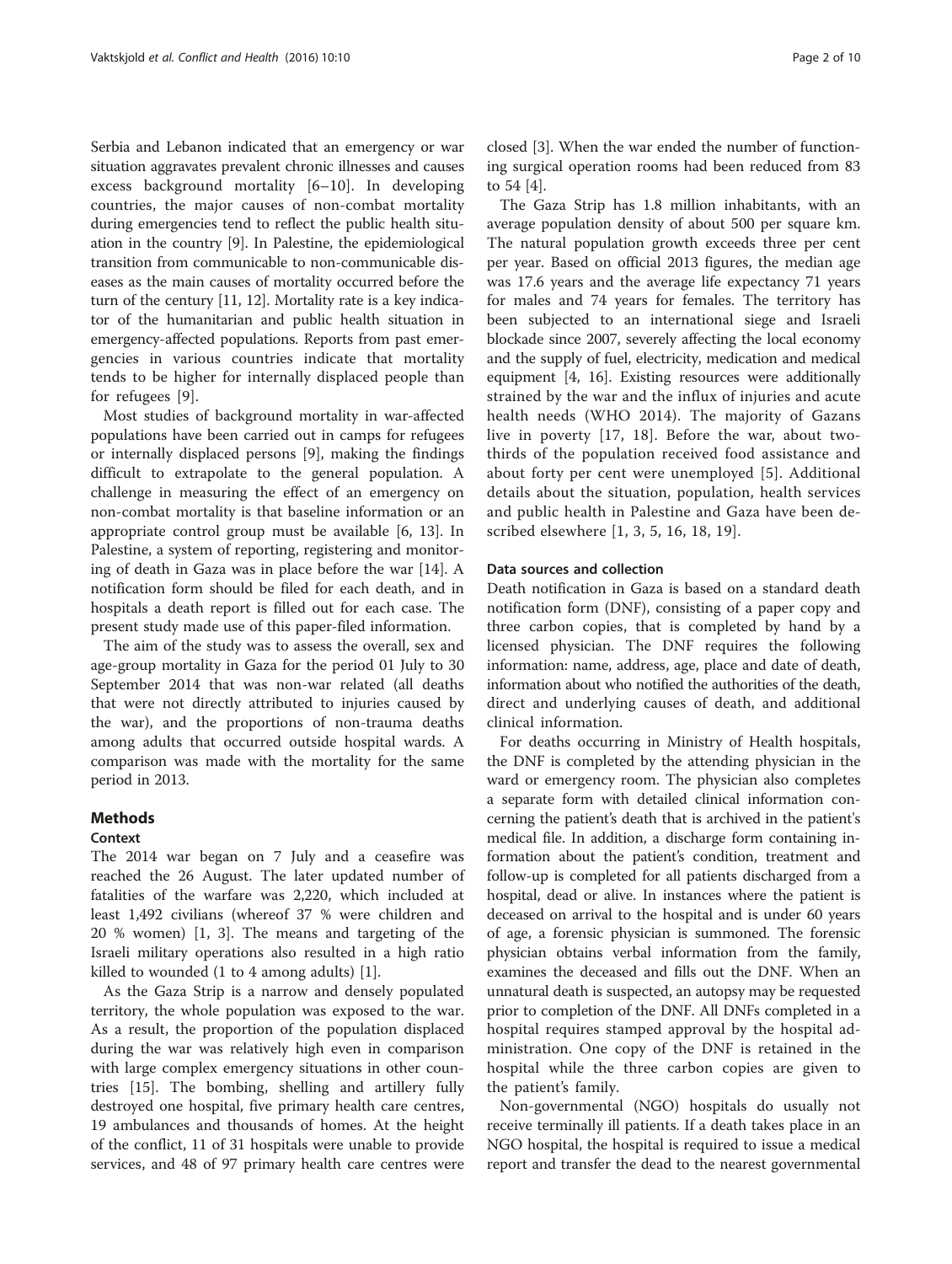Serbia and Lebanon indicated that an emergency or war situation aggravates prevalent chronic illnesses and causes excess background mortality [6–10]. In developing countries, the major causes of non-combat mortality during emergencies tend to reflect the public health situation in the country [9]. In Palestine, the epidemiological transition from communicable to non-communicable diseases as the main causes of mortality occurred before the turn of the century [11, 12]. Mortality rate is a key indicator of the humanitarian and public health situation in emergency-affected populations. Reports from past emergencies in various countries indicate that mortality tends to be higher for internally displaced people than for refugees [9].

Most studies of background mortality in war-affected populations have been carried out in camps for refugees or internally displaced persons [9], making the findings difficult to extrapolate to the general population. A challenge in measuring the effect of an emergency on non-combat mortality is that baseline information or an appropriate control group must be available [6, 13]. In Palestine, a system of reporting, registering and monitoring of death in Gaza was in place before the war [14]. A notification form should be filed for each death, and in hospitals a death report is filled out for each case. The present study made use of this paper-filed information.

The aim of the study was to assess the overall, sex and age-group mortality in Gaza for the period 01 July to 30 September 2014 that was non-war related (all deaths that were not directly attributed to injuries caused by the war), and the proportions of non-trauma deaths among adults that occurred outside hospital wards. A comparison was made with the mortality for the same period in 2013.

## Methods

### Context

The 2014 war began on 7 July and a ceasefire was reached the 26 August. The later updated number of fatalities of the warfare was 2,220, which included at least 1,492 civilians (whereof 37 % were children and 20 % women) [1, 3]. The means and targeting of the Israeli military operations also resulted in a high ratio killed to wounded (1 to 4 among adults) [1].

As the Gaza Strip is a narrow and densely populated territory, the whole population was exposed to the war. As a result, the proportion of the population displaced during the war was relatively high even in comparison with large complex emergency situations in other countries [15]. The bombing, shelling and artillery fully destroyed one hospital, five primary health care centres, 19 ambulances and thousands of homes. At the height of the conflict, 11 of 31 hospitals were unable to provide services, and 48 of 97 primary health care centres were closed [3]. When the war ended the number of functioning surgical operation rooms had been reduced from 83 to 54 [4].

The Gaza Strip has 1.8 million inhabitants, with an average population density of about 500 per square km. The natural population growth exceeds three per cent per year. Based on official 2013 figures, the median age was 17.6 years and the average life expectancy 71 years for males and 74 years for females. The territory has been subjected to an international siege and Israeli blockade since 2007, severely affecting the local economy and the supply of fuel, electricity, medication and medical equipment [4, 16]. Existing resources were additionally strained by the war and the influx of injuries and acute health needs (WHO 2014). The majority of Gazans live in poverty [17, 18]. Before the war, about two-thirds of the population received food assistance and about forty per cent were unemployed [5]. Additional details about the situation, population, health services and public health in Palestine and Gaza have been described elsewhere [1, 3, 5, 16, 18, 19].

### Data sources and collection

Death notification in Gaza is based on a standard death notification form (DNF), consisting of a paper copy and three carbon copies, that is completed by hand by a licensed physician. The DNF requires the following information: name, address, age, place and date of death, information about who notified the authorities of the death, direct and underlying causes of death, and additional clinical information.

For deaths occurring in Ministry of Health hospitals, the DNF is completed by the attending physician in the ward or emergency room. The physician also completes a separate form with detailed clinical information concerning the patient's death that is archived in the patient's medical file. In addition, a discharge form containing information about the patient's condition, treatment and follow-up is completed for all patients discharged from a hospital, dead or alive. In instances where the patient is deceased on arrival to the hospital and is under 60 years of age, a forensic physician is summoned. The forensic physician obtains verbal information from the family, examines the deceased and fills out the DNF. When an unnatural death is suspected, an autopsy may be requested prior to completion of the DNF. All DNFs completed in a hospital requires stamped approval by the hospital administration. One copy of the DNF is retained in the hospital while the three carbon copies are given to the patient's family.

Non-governmental (NGO) hospitals do usually not receive terminally ill patients. If a death takes place in an NGO hospital, the hospital is required to issue a medical report and transfer the dead to the nearest governmental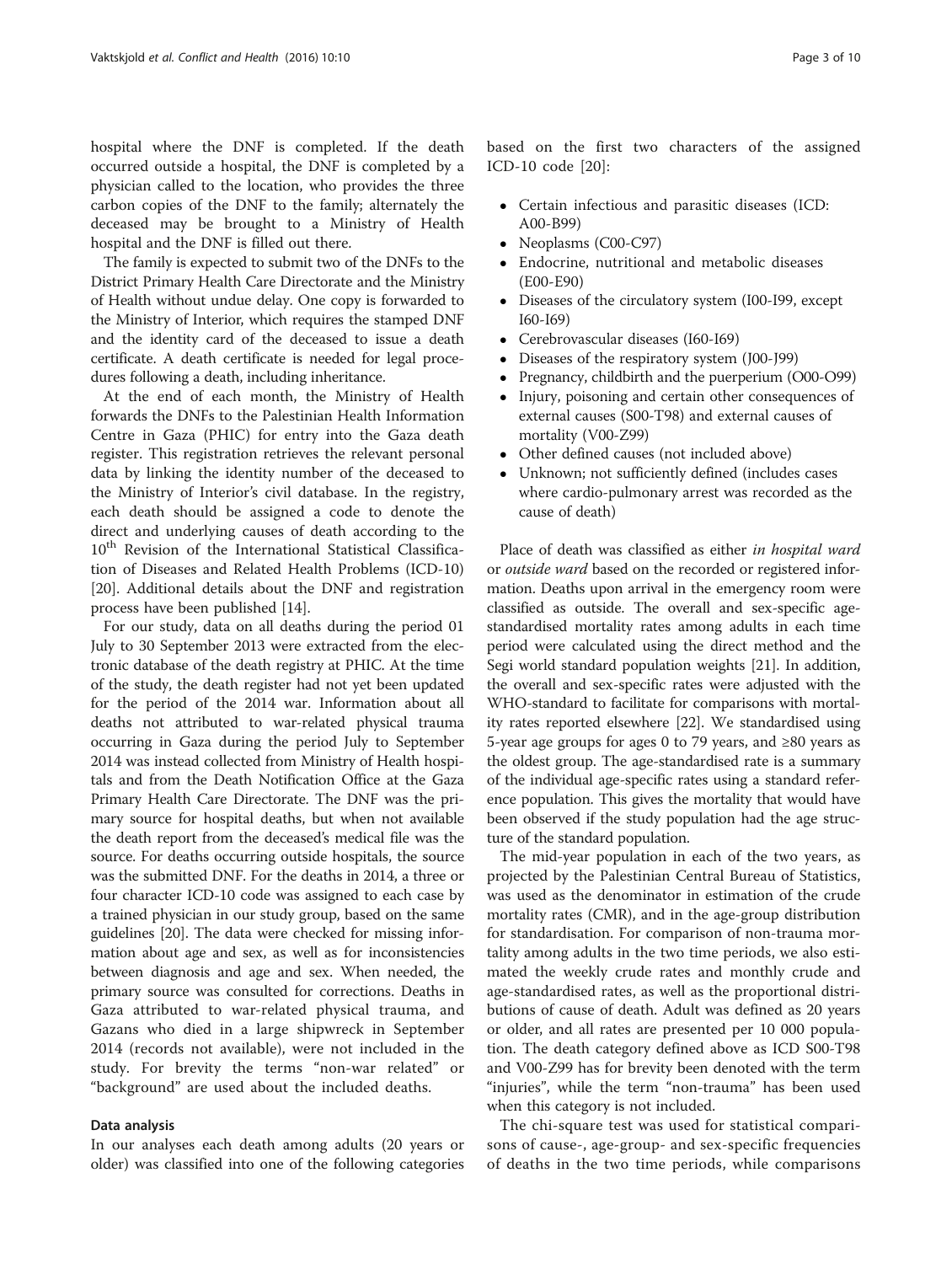hospital where the DNF is completed. If the death occurred outside a hospital, the DNF is completed by a physician called to the location, who provides the three carbon copies of the DNF to the family; alternately the deceased may be brought to a Ministry of Health hospital and the DNF is filled out there.

The family is expected to submit two of the DNFs to the District Primary Health Care Directorate and the Ministry of Health without undue delay. One copy is forwarded to the Ministry of Interior, which requires the stamped DNF and the identity card of the deceased to issue a death certificate. A death certificate is needed for legal procedures following a death, including inheritance.

At the end of each month, the Ministry of Health forwards the DNFs to the Palestinian Health Information Centre in Gaza (PHIC) for entry into the Gaza death register. This registration retrieves the relevant personal data by linking the identity number of the deceased to the Ministry of Interior's civil database. In the registry, each death should be assigned a code to denote the direct and underlying causes of death according to the 10th Revision of the International Statistical Classification of Diseases and Related Health Problems (ICD-10) [20]. Additional details about the DNF and registration process have been published [14].

For our study, data on all deaths during the period 01 July to 30 September 2013 were extracted from the electronic database of the death registry at PHIC. At the time of the study, the death register had not yet been updated for the period of the 2014 war. Information about all deaths not attributed to war-related physical trauma occurring in Gaza during the period July to September 2014 was instead collected from Ministry of Health hospitals and from the Death Notification Office at the Gaza Primary Health Care Directorate. The DNF was the primary source for hospital deaths, but when not available the death report from the deceased's medical file was the source. For deaths occurring outside hospitals, the source was the submitted DNF. For the deaths in 2014, a three or four character ICD-10 code was assigned to each case by a trained physician in our study group, based on the same guidelines [20]. The data were checked for missing information about age and sex, as well as for inconsistencies between diagnosis and age and sex. When needed, the primary source was consulted for corrections. Deaths in Gaza attributed to war-related physical trauma, and Gazans who died in a large shipwreck in September 2014 (records not available), were not included in the study. For brevity the terms "non-war related" or "background" are used about the included deaths.

### Data analysis

In our analyses each death among adults (20 years or older) was classified into one of the following categories based on the first two characters of the assigned ICD-10 code [20]:

- Certain infectious and parasitic diseases (ICD: A00-B99)
- Neoplasms (C00-C97)
- Endocrine, nutritional and metabolic diseases (E00-E90)
- Diseases of the circulatory system (I00-I99, except I60-I69)
- Cerebrovascular diseases (I60-I69)
- Diseases of the respiratory system (J00-J99)
- Pregnancy, childbirth and the puerperium (O00-O99)
- Injury, poisoning and certain other consequences of external causes (S00-T98) and external causes of mortality (V00-Z99)
- Other defined causes (not included above)
- Unknown; not sufficiently defined (includes cases where cardio-pulmonary arrest was recorded as the cause of death)

Place of death was classified as either *in hospital ward* or *outside ward* based on the recorded or registered information. Deaths upon arrival in the emergency room were classified as outside. The overall and sex-specific age-standardised mortality rates among adults in each time period were calculated using the direct method and the Segi world standard population weights [21]. In addition, the overall and sex-specific rates were adjusted with the WHO-standard to facilitate for comparisons with mortality rates reported elsewhere [22]. We standardised using 5-year age groups for ages 0 to 79 years, and ≥80 years as the oldest group. The age-standardised rate is a summary of the individual age-specific rates using a standard reference population. This gives the mortality that would have been observed if the study population had the age structure of the standard population.

The mid-year population in each of the two years, as projected by the Palestinian Central Bureau of Statistics, was used as the denominator in estimation of the crude mortality rates (CMR), and in the age-group distribution for standardisation. For comparison of non-trauma mortality among adults in the two time periods, we also estimated the weekly crude rates and monthly crude and age-standardised rates, as well as the proportional distributions of cause of death. Adult was defined as 20 years or older, and all rates are presented per 10 000 population. The death category defined above as ICD S00-T98 and V00-Z99 has for brevity been denoted with the term "injuries", while the term "non-trauma" has been used when this category is not included.

The chi-square test was used for statistical comparisons of cause-, age-group- and sex-specific frequencies of deaths in the two time periods, while comparisons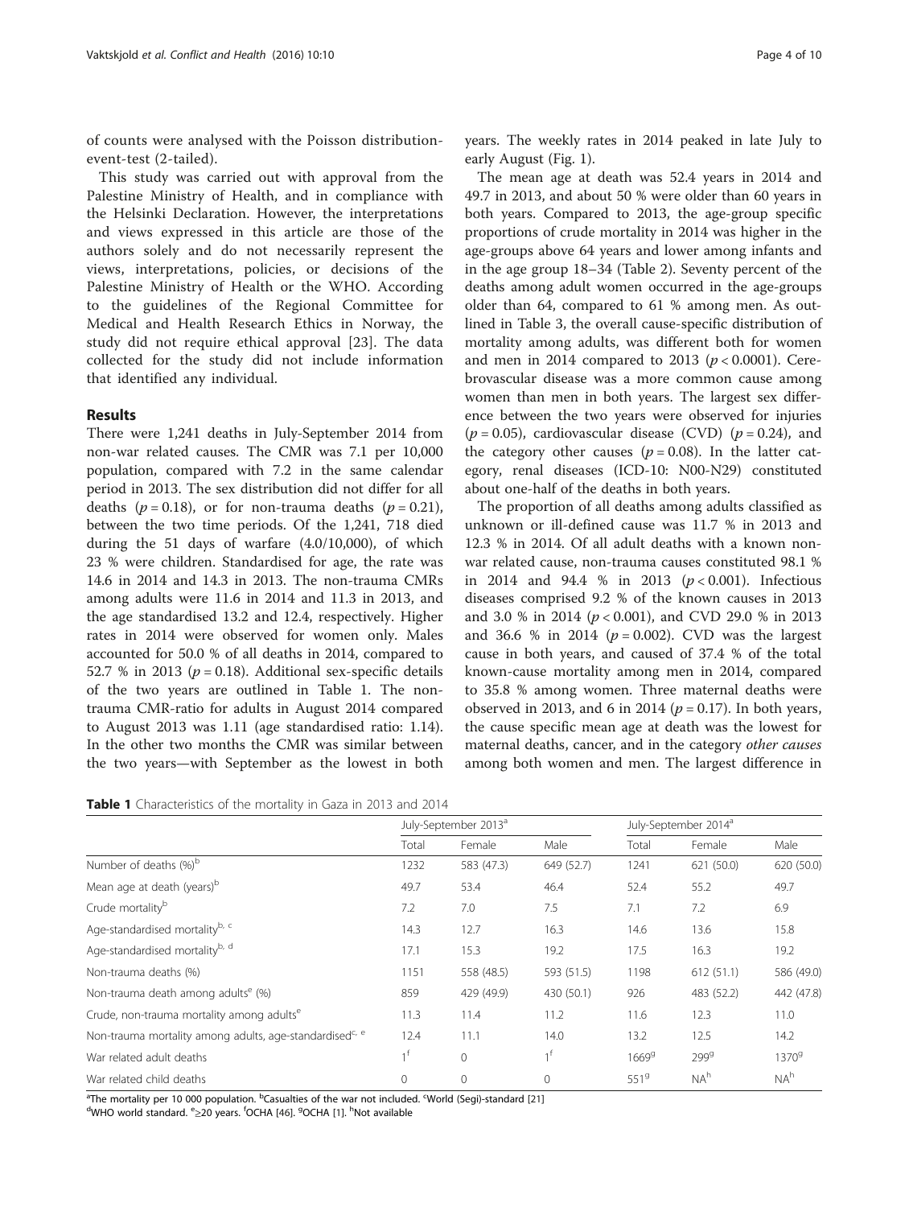of counts were analysed with the Poisson distribution-event-test (2-tailed).

This study was carried out with approval from the Palestine Ministry of Health, and in compliance with the Helsinki Declaration. However, the interpretations and views expressed in this article are those of the authors solely and do not necessarily represent the views, interpretations, policies, or decisions of the Palestine Ministry of Health or the WHO. According to the guidelines of the Regional Committee for Medical and Health Research Ethics in Norway, the study did not require ethical approval [23]. The data collected for the study did not include information that identified any individual.

## Results

There were 1,241 deaths in July-September 2014 from non-war related causes. The CMR was 7.1 per 10,000 population, compared with 7.2 in the same calendar period in 2013. The sex distribution did not differ for all deaths ($p = 0.18$), or for non-trauma deaths ($p = 0.21$), between the two time periods. Of the 1,241, 718 died during the 51 days of warfare (4.0/10,000), of which 23 % were children. Standardised for age, the rate was 14.6 in 2014 and 14.3 in 2013. The non-trauma CMRs among adults were 11.6 in 2014 and 11.3 in 2013, and the age standardised 13.2 and 12.4, respectively. Higher rates in 2014 were observed for women only. Males accounted for 50.0 % of all deaths in 2014, compared to 52.7 % in 2013 ($p = 0.18$). Additional sex-specific details of the two years are outlined in Table 1. The non-trauma CMR-ratio for adults in August 2014 compared to August 2013 was 1.11 (age standardised ratio: 1.14). In the other two months the CMR was similar between the two years—with September as the lowest in both years. The weekly rates in 2014 peaked in late July to early August (Fig. 1).

The mean age at death was 52.4 years in 2014 and 49.7 in 2013, and about 50 % were older than 60 years in both years. Compared to 2013, the age-group specific proportions of crude mortality in 2014 was higher in the age-groups above 64 years and lower among infants and in the age group 18–34 (Table 2). Seventy percent of the deaths among adult women occurred in the age-groups older than 64, compared to 61 % among men. As outlined in Table 3, the overall cause-specific distribution of mortality among adults, was different both for women and men in 2014 compared to 2013 ($p < 0.0001$). Cerebrovascular disease was a more common cause among women than men in both years. The largest sex difference between the two years were observed for injuries ($p = 0.05$), cardiovascular disease (CVD) ($p = 0.24$), and the category other causes ($p = 0.08$). In the latter category, renal diseases (ICD-10: N00-N29) constituted about one-half of the deaths in both years.

The proportion of all deaths among adults classified as unknown or ill-defined cause was 11.7 % in 2013 and 12.3 % in 2014. Of all adult deaths with a known non-war related cause, non-trauma causes constituted 98.1 % in 2014 and 94.4 % in 2013 ($p < 0.001$). Infectious diseases comprised 9.2 % of the known causes in 2013 and 3.0 % in 2014 ($p < 0.001$), and CVD 29.0 % in 2013 and 36.6 % in 2014 ($p = 0.002$). CVD was the largest cause in both years, and caused of 37.4 % of the total known-cause mortality among men in 2014, compared to 35.8 % among women. Three maternal deaths were observed in 2013, and 6 in 2014 ($p = 0.17$). In both years, the cause specific mean age at death was the lowest for maternal deaths, cancer, and in the category *other causes* among both women and men. The largest difference in

**Table 1** Characteristics of the mortality in Gaza in 2013 and 2014

| | July-September 2013[a] | | | July-September 2014[a] | | |
|---|---|---|---|---|---|---|
| | Total | Female | Male | Total | Female | Male |
| Number of deaths (%)[b] | 1232 | 583 (47.3) | 649 (52.7) | 1241 | 621 (50.0) | 620 (50.0) |
| Mean age at death (years)[b] | 49.7 | 53.4 | 46.4 | 52.4 | 55.2 | 49.7 |
| Crude mortality[b] | 7.2 | 7.0 | 7.5 | 7.1 | 7.2 | 6.9 |
| Age-standardised mortality[b, c] | 14.3 | 12.7 | 16.3 | 14.6 | 13.6 | 15.8 |
| Age-standardised mortality[b, d] | 17.1 | 15.3 | 19.2 | 17.5 | 16.3 | 19.2 |
| Non-trauma deaths (%) | 1151 | 558 (48.5) | 593 (51.5) | 1198 | 612 (51.1) | 586 (49.0) |
| Non-trauma death among adults[e] (%) | 859 | 429 (49.9) | 430 (50.1) | 926 | 483 (52.2) | 442 (47.8) |
| Crude, non-trauma mortality among adults[e] | 11.3 | 11.4 | 11.2 | 11.6 | 12.3 | 11.0 |
| Non-trauma mortality among adults, age-standardised[c, e] | 12.4 | 11.1 | 14.0 | 13.2 | 12.5 | 14.2 |
| War related adult deaths | 1[f] | 0 | 1[f] | 1669[g] | 299[g] | 1370[g] |
| War related child deaths | 0 | 0 | 0 | 551[g] | NA[h] | NA[h] |

[a]The mortality per 10 000 population. [b]Casualties of the war not included. [c]World (Segi)-standard [21]
[d]WHO world standard. [e]≥20 years. [f]OCHA [46]. [g]OCHA [1]. [h]Not available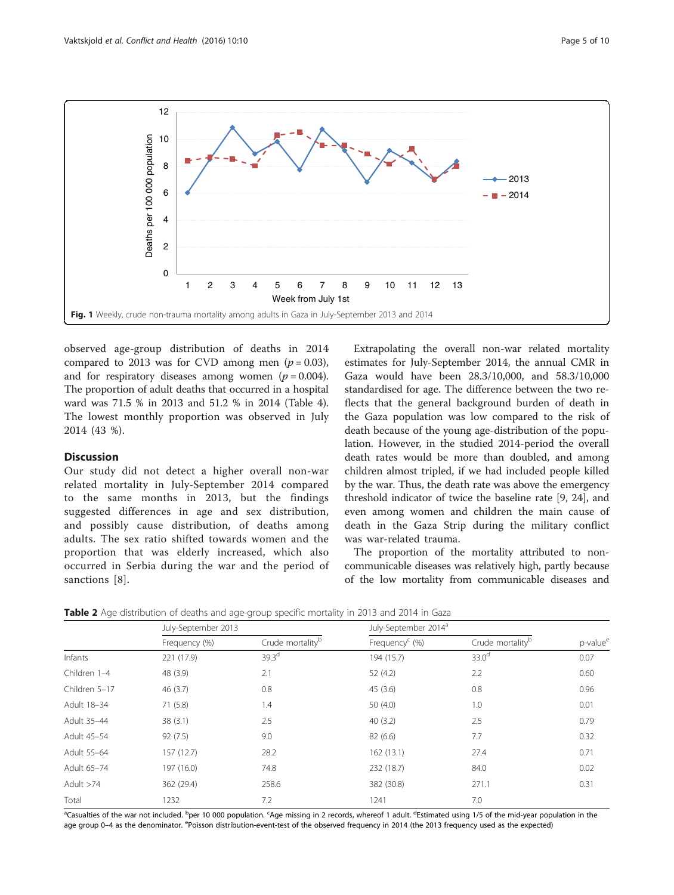Fig. 1 Weekly, crude non-trauma mortality among adults in Gaza in July-September 2013 and 2014

observed age-group distribution of deaths in 2014 compared to 2013 was for CVD among men ($p = 0.03$), and for respiratory diseases among women ($p = 0.004$). The proportion of adult deaths that occurred in a hospital ward was 71.5 % in 2013 and 51.2 % in 2014 (Table 4). The lowest monthly proportion was observed in July 2014 (43 %).

## Discussion

Our study did not detect a higher overall non-war related mortality in July-September 2014 compared to the same months in 2013, but the findings suggested differences in age and sex distribution, and possibly cause distribution, of deaths among adults. The sex ratio shifted towards women and the proportion that was elderly increased, which also occurred in Serbia during the war and the period of sanctions [8].

Extrapolating the overall non-war related mortality estimates for July-September 2014, the annual CMR in Gaza would have been 28.3/10,000, and 58.3/10,000 standardised for age. The difference between the two reflects that the general background burden of death in the Gaza population was low compared to the risk of death because of the young age-distribution of the population. However, in the studied 2014-period the overall death rates would be more than doubled, and among children almost tripled, if we had included people killed by the war. Thus, the death rate was above the emergency threshold indicator of twice the baseline rate [9, 24], and even among women and children the main cause of death in the Gaza Strip during the military conflict was war-related trauma.

The proportion of the mortality attributed to non-communicable diseases was relatively high, partly because of the low mortality from communicable diseases and

**Table 2** Age distribution of deaths and age-group specific mortality in 2013 and 2014 in Gaza

| | July-September 2013 | | July-September 2014[a] | | |
|---|---|---|---|---|---|
| | Frequency (%) | Crude mortality[b] | Frequency[c] (%) | Crude mortality[b] | p-value[e] |
| Infants | 221 (17.9) | 39.3[d] | 194 (15.7) | 33.0[d] | 0.07 |
| Children 1–4 | 48 (3.9) | 2.1 | 52 (4.2) | 2.2 | 0.60 |
| Children 5–17 | 46 (3.7) | 0.8 | 45 (3.6) | 0.8 | 0.96 |
| Adult 18–34 | 71 (5.8) | 1.4 | 50 (4.0) | 1.0 | 0.01 |
| Adult 35–44 | 38 (3.1) | 2.5 | 40 (3.2) | 2.5 | 0.79 |
| Adult 45–54 | 92 (7.5) | 9.0 | 82 (6.6) | 7.7 | 0.32 |
| Adult 55–64 | 157 (12.7) | 28.2 | 162 (13.1) | 27.4 | 0.71 |
| Adult 65–74 | 197 (16.0) | 74.8 | 232 (18.7) | 84.0 | 0.02 |
| Adult >74 | 362 (29.4) | 258.6 | 382 (30.8) | 271.1 | 0.31 |
| Total | 1232 | 7.2 | 1241 | 7.0 | |

[a]Casualties of the war not included. [b]per 10 000 population. [c]Age missing in 2 records, whereof 1 adult. [d]Estimated using 1/5 of the mid-year population in the age group 0–4 as the denominator. [e]Poisson distribution-event-test of the observed frequency in 2014 (the 2013 frequency used as the expected)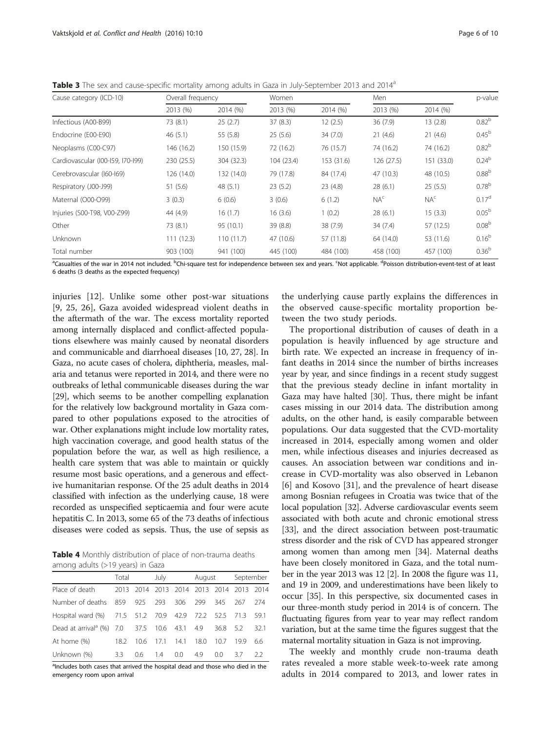**Table 3** The sex and cause-specific mortality among adults in Gaza in July-September 2013 and 2014[a]

| Cause category (ICD-10) | Overall frequency | | Women | | Men | | p-value |
|---|---|---|---|---|---|---|---|
| | 2013 (%) | 2014 (%) | 2013 (%) | 2014 (%) | 2013 (%) | 2014 (%) | |
| Infectious (A00-B99) | 73 (8.1) | 25 (2.7) | 37 (8.3) | 12 (2.5) | 36 (7.9) | 13 (2.8) | 0.82[b] |
| Endocrine (E00-E90) | 46 (5.1) | 55 (5.8) | 25 (5.6) | 34 (7.0) | 21 (4.6) | 21 (4.6) | 0.45[b] |
| Neoplasms (C00-C97) | 146 (16.2) | 150 (15.9) | 72 (16.2) | 76 (15.7) | 74 (16.2) | 74 (16.2) | 0.82[b] |
| Cardiovascular (I00-I59, I70-I99) | 230 (25.5) | 304 (32.3) | 104 (23.4) | 153 (31.6) | 126 (27.5) | 151 (33.0) | 0.24[b] |
| Cerebrovascular (I60-I69) | 126 (14.0) | 132 (14.0) | 79 (17.8) | 84 (17.4) | 47 (10.3) | 48 (10.5) | 0.88[b] |
| Respiratory (J00-J99) | 51 (5.6) | 48 (5.1) | 23 (5.2) | 23 (4.8) | 28 (6.1) | 25 (5.5) | 0.78[b] |
| Maternal (O00-O99) | 3 (0.3) | 6 (0.6) | 3 (0.6) | 6 (1.2) | NA[c] | NA[c] | 0.17[d] |
| Injuries (S00-T98, V00-Z99) | 44 (4.9) | 16 (1.7) | 16 (3.6) | 1 (0.2) | 28 (6.1) | 15 (3.3) | 0.05[b] |
| Other | 73 (8.1) | 95 (10.1) | 39 (8.8) | 38 (7.9) | 34 (7.4) | 57 (12.5) | 0.08[b] |
| Unknown | 111 (12.3) | 110 (11.7) | 47 (10.6) | 57 (11.8) | 64 (14.0) | 53 (11.6) | 0.16[b] |
| Total number | 903 (100) | 941 (100) | 445 (100) | 484 (100) | 458 (100) | 457 (100) | 0.36[b] |

[a]Casualties of the war in 2014 not included. [b]Chi-square test for independence between sex and years. [c]Not applicable. [d]Poisson distribution-event-test of at least 6 deaths (3 deaths as the expected frequency)

injuries [12]. Unlike some other post-war situations [9, 25, 26], Gaza avoided widespread violent deaths in the aftermath of the war. The excess mortality reported among internally displaced and conflict-affected populations elsewhere was mainly caused by neonatal disorders and communicable and diarrhoeal diseases [10, 27, 28]. In Gaza, no acute cases of cholera, diphtheria, measles, malaria and tetanus were reported in 2014, and there were no outbreaks of lethal communicable diseases during the war [29], which seems to be another compelling explanation for the relatively low background mortality in Gaza compared to other populations exposed to the atrocities of war. Other explanations might include low mortality rates, high vaccination coverage, and good health status of the population before the war, as well as high resilience, a health care system that was able to maintain or quickly resume most basic operations, and a generous and effective humanitarian response. Of the 25 adult deaths in 2014 classified with infection as the underlying cause, 18 were recorded as unspecified septicaemia and four were acute hepatitis C. In 2013, some 65 of the 73 deaths of infectious diseases were coded as sepsis. Thus, the use of sepsis as the underlying cause partly explains the differences in the observed cause-specific mortality proportion between the two study periods.

**Table 4** Monthly distribution of place of non-trauma deaths among adults (>19 years) in Gaza

| | Total | | July | | August | | September | |
|---|---|---|---|---|---|---|---|---|
| Place of death | 2013 | 2014 | 2013 | 2014 | 2013 | 2014 | 2013 | 2014 |
| Number of deaths | 859 | 925 | 293 | 306 | 299 | 345 | 267 | 274 |
| Hospital ward (%) | 71.5 | 51.2 | 70.9 | 42.9 | 72.2 | 52.5 | 71.3 | 59.1 |
| Dead at arrival[a] (%) | 7.0 | 37.5 | 10.6 | 43.1 | 4.9 | 36.8 | 5.2 | 32.1 |
| At home (%) | 18.2 | 10.6 | 17.1 | 14.1 | 18.0 | 10.7 | 19.9 | 6.6 |
| Unknown (%) | 3.3 | 0.6 | 1.4 | 0.0 | 4.9 | 0.0 | 3.7 | 2.2 |

[a]Includes both cases that arrived the hospital dead and those who died in the emergency room upon arrival

The proportional distribution of causes of death in a population is heavily influenced by age structure and birth rate. We expected an increase in frequency of infant deaths in 2014 since the number of births increases year by year, and since findings in a recent study suggest that the previous steady decline in infant mortality in Gaza may have halted [30]. Thus, there might be infant cases missing in our 2014 data. The distribution among adults, on the other hand, is easily comparable between populations. Our data suggested that the CVD-mortality increased in 2014, especially among women and older men, while infectious diseases and injuries decreased as causes. An association between war conditions and increase in CVD-mortality was also observed in Lebanon [6] and Kosovo [31], and the prevalence of heart disease among Bosnian refugees in Croatia was twice that of the local population [32]. Adverse cardiovascular events seem associated with both acute and chronic emotional stress [33], and the direct association between post-traumatic stress disorder and the risk of CVD has appeared stronger among women than among men [34]. Maternal deaths have been closely monitored in Gaza, and the total number in the year 2013 was 12 [2]. In 2008 the figure was 11, and 19 in 2009, and underestimations have been likely to occur [35]. In this perspective, six documented cases in our three-month study period in 2014 is of concern. The fluctuating figures from year to year may reflect random variation, but at the same time the figures suggest that the maternal mortality situation in Gaza is not improving.

The weekly and monthly crude non-trauma death rates revealed a more stable week-to-week rate among adults in 2014 compared to 2013, and lower rates in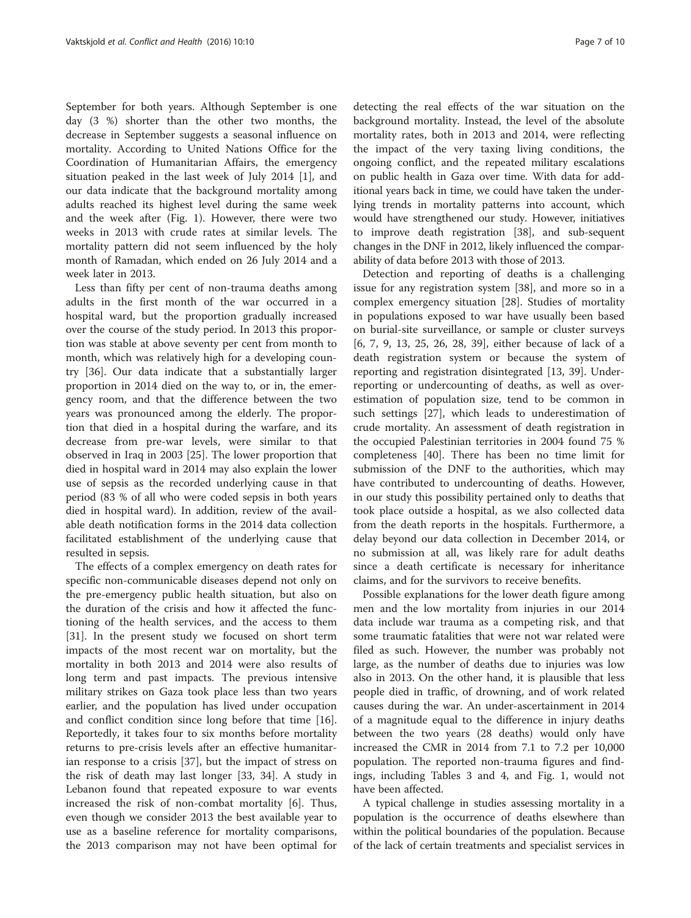September for both years. Although September is one day (3 %) shorter than the other two months, the decrease in September suggests a seasonal influence on mortality. According to United Nations Office for the Coordination of Humanitarian Affairs, the emergency situation peaked in the last week of July 2014 [1], and our data indicate that the background mortality among adults reached its highest level during the same week and the week after (Fig. 1). However, there were two weeks in 2013 with crude rates at similar levels. The mortality pattern did not seem influenced by the holy month of Ramadan, which ended on 26 July 2014 and a week later in 2013.

Less than fifty per cent of non-trauma deaths among adults in the first month of the war occurred in a hospital ward, but the proportion gradually increased over the course of the study period. In 2013 this proportion was stable at above seventy per cent from month to month, which was relatively high for a developing country [36]. Our data indicate that a substantially larger proportion in 2014 died on the way to, or in, the emergency room, and that the difference between the two years was pronounced among the elderly. The proportion that died in a hospital during the warfare, and its decrease from pre-war levels, were similar to that observed in Iraq in 2003 [25]. The lower proportion that died in hospital ward in 2014 may also explain the lower use of sepsis as the recorded underlying cause in that period (83 % of all who were coded sepsis in both years died in hospital ward). In addition, review of the available death notification forms in the 2014 data collection facilitated establishment of the underlying cause that resulted in sepsis.

The effects of a complex emergency on death rates for specific non-communicable diseases depend not only on the pre-emergency public health situation, but also on the duration of the crisis and how it affected the functioning of the health services, and the access to them [31]. In the present study we focused on short term impacts of the most recent war on mortality, but the mortality in both 2013 and 2014 were also results of long term and past impacts. The previous intensive military strikes on Gaza took place less than two years earlier, and the population has lived under occupation and conflict condition since long before that time [16]. Reportedly, it takes four to six months before mortality returns to pre-crisis levels after an effective humanitarian response to a crisis [37], but the impact of stress on the risk of death may last longer [33, 34]. A study in Lebanon found that repeated exposure to war events increased the risk of non-combat mortality [6]. Thus, even though we consider 2013 the best available year to use as a baseline reference for mortality comparisons, the 2013 comparison may not have been optimal for detecting the real effects of the war situation on the background mortality. Instead, the level of the absolute mortality rates, both in 2013 and 2014, were reflecting the impact of the very taxing living conditions, the ongoing conflict, and the repeated military escalations on public health in Gaza over time. With data for additional years back in time, we could have taken the underlying trends in mortality patterns into account, which would have strengthened our study. However, initiatives to improve death registration [38], and sub-sequent changes in the DNF in 2012, likely influenced the comparability of data before 2013 with those of 2013.

Detection and reporting of deaths is a challenging issue for any registration system [38], and more so in a complex emergency situation [28]. Studies of mortality in populations exposed to war have usually been based on burial-site surveillance, or sample or cluster surveys [6, 7, 9, 13, 25, 26, 28, 39], either because of lack of a death registration system or because the system of reporting and registration disintegrated [13, 39]. Underreporting or undercounting of deaths, as well as overestimation of population size, tend to be common in such settings [27], which leads to underestimation of crude mortality. An assessment of death registration in the occupied Palestinian territories in 2004 found 75 % completeness [40]. There has been no time limit for submission of the DNF to the authorities, which may have contributed to undercounting of deaths. However, in our study this possibility pertained only to deaths that took place outside a hospital, as we also collected data from the death reports in the hospitals. Furthermore, a delay beyond our data collection in December 2014, or no submission at all, was likely rare for adult deaths since a death certificate is necessary for inheritance claims, and for the survivors to receive benefits.

Possible explanations for the lower death figure among men and the low mortality from injuries in our 2014 data include war trauma as a competing risk, and that some traumatic fatalities that were not war related were filed as such. However, the number was probably not large, as the number of deaths due to injuries was low also in 2013. On the other hand, it is plausible that less people died in traffic, of drowning, and of work related causes during the war. An under-ascertainment in 2014 of a magnitude equal to the difference in injury deaths between the two years (28 deaths) would only have increased the CMR in 2014 from 7.1 to 7.2 per 10,000 population. The reported non-trauma figures and findings, including Tables 3 and 4, and Fig. 1, would not have been affected.

A typical challenge in studies assessing mortality in a population is the occurrence of deaths elsewhere than within the political boundaries of the population. Because of the lack of certain treatments and specialist services in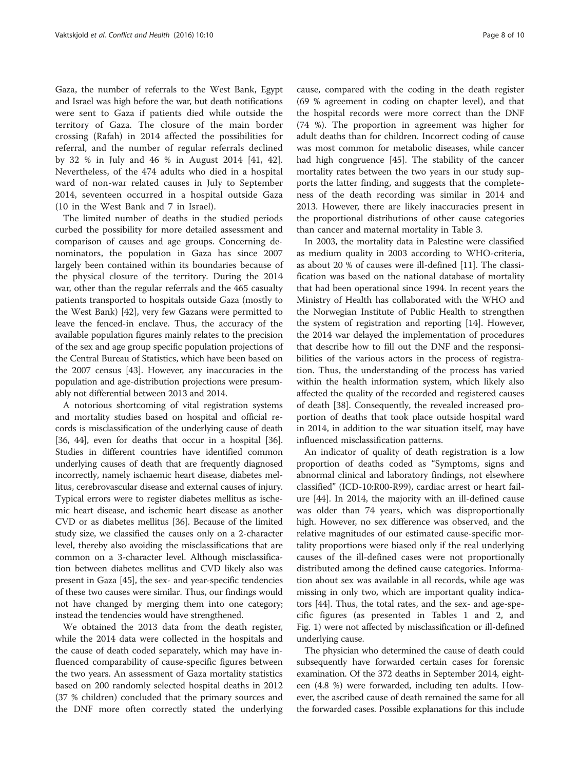Gaza, the number of referrals to the West Bank, Egypt and Israel was high before the war, but death notifications were sent to Gaza if patients died while outside the territory of Gaza. The closure of the main border crossing (Rafah) in 2014 affected the possibilities for referral, and the number of regular referrals declined by 32 % in July and 46 % in August 2014 [41, 42]. Nevertheless, of the 474 adults who died in a hospital ward of non-war related causes in July to September 2014, seventeen occurred in a hospital outside Gaza (10 in the West Bank and 7 in Israel).

The limited number of deaths in the studied periods curbed the possibility for more detailed assessment and comparison of causes and age groups. Concerning denominators, the population in Gaza has since 2007 largely been contained within its boundaries because of the physical closure of the territory. During the 2014 war, other than the regular referrals and the 465 casualty patients transported to hospitals outside Gaza (mostly to the West Bank) [42], very few Gazans were permitted to leave the fenced-in enclave. Thus, the accuracy of the available population figures mainly relates to the precision of the sex and age group specific population projections of the Central Bureau of Statistics, which have been based on the 2007 census [43]. However, any inaccuracies in the population and age-distribution projections were presumably not differential between 2013 and 2014.

A notorious shortcoming of vital registration systems and mortality studies based on hospital and official records is misclassification of the underlying cause of death [36, 44], even for deaths that occur in a hospital [36]. Studies in different countries have identified common underlying causes of death that are frequently diagnosed incorrectly, namely ischaemic heart disease, diabetes mellitus, cerebrovascular disease and external causes of injury. Typical errors were to register diabetes mellitus as ischemic heart disease, and ischemic heart disease as another CVD or as diabetes mellitus [36]. Because of the limited study size, we classified the causes only on a 2-character level, thereby also avoiding the misclassifications that are common on a 3-character level. Although misclassification between diabetes mellitus and CVD likely also was present in Gaza [45], the sex- and year-specific tendencies of these two causes were similar. Thus, our findings would not have changed by merging them into one category; instead the tendencies would have strengthened.

We obtained the 2013 data from the death register, while the 2014 data were collected in the hospitals and the cause of death coded separately, which may have influenced comparability of cause-specific figures between the two years. An assessment of Gaza mortality statistics based on 200 randomly selected hospital deaths in 2012 (37 % children) concluded that the primary sources and the DNF more often correctly stated the underlying cause, compared with the coding in the death register (69 % agreement in coding on chapter level), and that the hospital records were more correct than the DNF (74 %). The proportion in agreement was higher for adult deaths than for children. Incorrect coding of cause was most common for metabolic diseases, while cancer had high congruence [45]. The stability of the cancer mortality rates between the two years in our study supports the latter finding, and suggests that the completeness of the death recording was similar in 2014 and 2013. However, there are likely inaccuracies present in the proportional distributions of other cause categories than cancer and maternal mortality in Table 3.

In 2003, the mortality data in Palestine were classified as medium quality in 2003 according to WHO-criteria, as about 20 % of causes were ill-defined [11]. The classification was based on the national database of mortality that had been operational since 1994. In recent years the Ministry of Health has collaborated with the WHO and the Norwegian Institute of Public Health to strengthen the system of registration and reporting [14]. However, the 2014 war delayed the implementation of procedures that describe how to fill out the DNF and the responsibilities of the various actors in the process of registration. Thus, the understanding of the process has varied within the health information system, which likely also affected the quality of the recorded and registered causes of death [38]. Consequently, the revealed increased proportion of deaths that took place outside hospital ward in 2014, in addition to the war situation itself, may have influenced misclassification patterns.

An indicator of quality of death registration is a low proportion of deaths coded as "Symptoms, signs and abnormal clinical and laboratory findings, not elsewhere classified" (ICD-10:R00-R99), cardiac arrest or heart failure [44]. In 2014, the majority with an ill-defined cause was older than 74 years, which was disproportionally high. However, no sex difference was observed, and the relative magnitudes of our estimated cause-specific mortality proportions were biased only if the real underlying causes of the ill-defined cases were not proportionally distributed among the defined cause categories. Information about sex was available in all records, while age was missing in only two, which are important quality indicators [44]. Thus, the total rates, and the sex- and age-specific figures (as presented in Tables 1 and 2, and Fig. 1) were not affected by misclassification or ill-defined underlying cause.

The physician who determined the cause of death could subsequently have forwarded certain cases for forensic examination. Of the 372 deaths in September 2014, eighteen (4.8 %) were forwarded, including ten adults. However, the ascribed cause of death remained the same for all the forwarded cases. Possible explanations for this include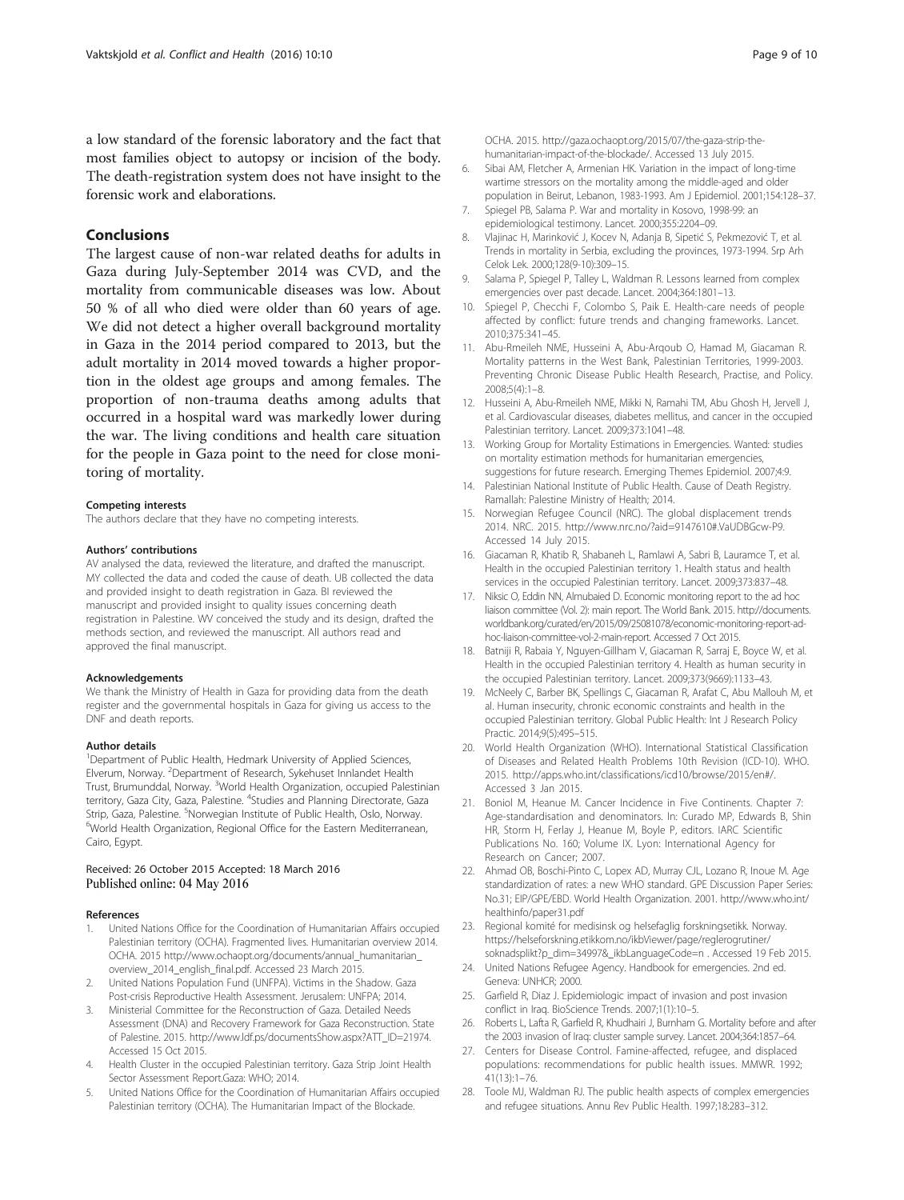a low standard of the forensic laboratory and the fact that most families object to autopsy or incision of the body. The death-registration system does not have insight to the forensic work and elaborations.

## Conclusions

The largest cause of non-war related deaths for adults in Gaza during July-September 2014 was CVD, and the mortality from communicable diseases was low. About 50 % of all who died were older than 60 years of age. We did not detect a higher overall background mortality in Gaza in the 2014 period compared to 2013, but the adult mortality in 2014 moved towards a higher proportion in the oldest age groups and among females. The proportion of non-trauma deaths among adults that occurred in a hospital ward was markedly lower during the war. The living conditions and health care situation for the people in Gaza point to the need for close monitoring of mortality.

#### Competing interests

The authors declare that they have no competing interests.

#### Authors' contributions

AV analysed the data, reviewed the literature, and drafted the manuscript. MY collected the data and coded the cause of death. UB collected the data and provided insight to death registration in Gaza. BI reviewed the manuscript and provided insight to quality issues concerning death registration in Palestine. WV conceived the study and its design, drafted the methods section, and reviewed the manuscript. All authors read and approved the final manuscript.

#### Acknowledgements

We thank the Ministry of Health in Gaza for providing data from the death register and the governmental hospitals in Gaza for giving us access to the DNF and death reports.

#### Author details

[1]Department of Public Health, Hedmark University of Applied Sciences, Elverum, Norway. [2]Department of Research, Sykehuset Innlandet Health Trust, Brumunddal, Norway. [3]World Health Organization, occupied Palestinian territory, Gaza City, Gaza, Palestine. [4]Studies and Planning Directorate, Gaza Strip, Gaza, Palestine. [5]Norwegian Institute of Public Health, Oslo, Norway. [6]World Health Organization, Regional Office for the Eastern Mediterranean, Cairo, Egypt.

Received: 26 October 2015 Accepted: 18 March 2016
Published online: 04 May 2016

#### References

1. United Nations Office for the Coordination of Humanitarian Affairs occupied Palestinian territory (OCHA). Fragmented lives. Humanitarian overview 2014. OCHA. 2015 http://www.ochaopt.org/documents/annual_humanitarian_overview_2014_english_final.pdf. Accessed 23 March 2015.
2. United Nations Population Fund (UNFPA). Victims in the Shadow. Gaza Post-crisis Reproductive Health Assessment. Jerusalem: UNFPA; 2014.
3. Ministerial Committee for the Reconstruction of Gaza. Detailed Needs Assessment (DNA) and Recovery Framework for Gaza Reconstruction. State of Palestine. 2015. http://www.ldf.ps/documentsShow.aspx?ATT_ID=21974. Accessed 15 Oct 2015.
4. Health Cluster in the occupied Palestinian territory. Gaza Strip Joint Health Sector Assessment Report.Gaza: WHO; 2014.
5. United Nations Office for the Coordination of Humanitarian Affairs occupied Palestinian territory (OCHA). The Humanitarian Impact of the Blockade. OCHA. 2015. http://gaza.ochaopt.org/2015/07/the-gaza-strip-the-humanitarian-impact-of-the-blockade/. Accessed 13 July 2015.
6. Sibai AM, Fletcher A, Armenian HK. Variation in the impact of long-time wartime stressors on the mortality among the middle-aged and older population in Beirut, Lebanon, 1983-1993. Am J Epidemiol. 2001;154:128–37.
7. Spiegel PB, Salama P. War and mortality in Kosovo, 1998-99: an epidemiological testimony. Lancet. 2000;355:2204–09.
8. Vlajinac H, Marinković J, Kocev N, Adanja B, Sipetić S, Pekmezović T, et al. Trends in mortality in Serbia, excluding the provinces, 1973-1994. Srp Arh Celok Lek. 2000;128(9-10):309–15.
9. Salama P, Spiegel P, Talley L, Waldman R. Lessons learned from complex emergencies over past decade. Lancet. 2004;364:1801–13.
10. Spiegel P, Checchi F, Colombo S, Paik E. Health-care needs of people affected by conflict: future trends and changing frameworks. Lancet. 2010;375:341–45.
11. Abu-Rmeileh NME, Husseini A, Abu-Arqoub O, Hamad M, Giacaman R. Mortality patterns in the West Bank, Palestinian Territories, 1999-2003. Preventing Chronic Disease Public Health Research, Practise, and Policy. 2008;5(4):1–8.
12. Husseini A, Abu-Rmeileh NME, Mikki N, Ramahi TM, Abu Ghosh H, Jervell J, et al. Cardiovascular diseases, diabetes mellitus, and cancer in the occupied Palestinian territory. Lancet. 2009;373:1041–48.
13. Working Group for Mortality Estimations in Emergencies. Wanted: studies on mortality estimation methods for humanitarian emergencies, suggestions for future research. Emerging Themes Epidemiol. 2007;4:9.
14. Palestinian National Institute of Public Health. Cause of Death Registry. Ramallah: Palestine Ministry of Health; 2014.
15. Norwegian Refugee Council (NRC). The global displacement trends 2014. NRC. 2015. http://www.nrc.no/?aid=9147610#.VaUDBGcw-P9. Accessed 14 July 2015.
16. Giacaman R, Khatib R, Shabaneh L, Ramlawi A, Sabri B, Lauramce T, et al. Health in the occupied Palestinian territory 1. Health status and health services in the occupied Palestinian territory. Lancet. 2009;373:837–48.
17. Niksic O, Eddin NN, Almubaied D. Economic monitoring report to the ad hoc liaison committee (Vol. 2): main report. The World Bank. 2015. http://documents.worldbank.org/curated/en/2015/09/25081078/economic-monitoring-report-ad-hoc-liaison-committee-vol-2-main-report. Accessed 7 Oct 2015.
18. Batniji R, Rabaia Y, Nguyen-Gillham V, Giacaman R, Sarraj E, Boyce W, et al. Health in the occupied Palestinian territory 4. Health as human security in the occupied Palestinian territory. Lancet. 2009;373(9669):1133–43.
19. McNeely C, Barber BK, Spellings C, Giacaman R, Arafat C, Abu Mallouh M, et al. Human insecurity, chronic economic constraints and health in the occupied Palestinian territory. Global Public Health: Int J Research Policy Practic. 2014;9(5):495–515.
20. World Health Organization (WHO). International Statistical Classification of Diseases and Related Health Problems 10th Revision (ICD-10). WHO. 2015. http://apps.who.int/classifications/icd10/browse/2015/en#/. Accessed 3 Jan 2015.
21. Boniol M, Heanue M. Cancer Incidence in Five Continents. Chapter 7: Age-standardisation and denominators. In: Curado MP, Edwards B, Shin HR, Storm H, Ferlay J, Heanue M, Boyle P, editors. IARC Scientific Publications No. 160; Volume IX. Lyon: International Agency for Research on Cancer; 2007.
22. Ahmad OB, Boschi-Pinto C, Lopex AD, Murray CJL, Lozano R, Inoue M. Age standardization of rates: a new WHO standard. GPE Discussion Paper Series: No.31; EIP/GPE/EBD. World Health Organization. 2001. http://www.who.int/healthinfo/paper31.pdf
23. Regional komité for medisinsk og helsefaglig forskningsetikk. Norway. https://helseforskning.etikkom.no/ikbViewer/page/reglerogrutiner/soknadsplikt?p_dim=34997&_ikbLanguageCode=n . Accessed 19 Feb 2015.
24. United Nations Refugee Agency. Handbook for emergencies. 2nd ed. Geneva: UNHCR; 2000.
25. Garfield R, Diaz J. Epidemiologic impact of invasion and post invasion conflict in Iraq. BioScience Trends. 2007;1(1):10–5.
26. Roberts L, Lafta R, Garfield R, Khudhairi J, Burnham G. Mortality before and after the 2003 invasion of Iraq: cluster sample survey. Lancet. 2004;364:1857–64.
27. Centers for Disease Control. Famine-affected, refugee, and displaced populations: recommendations for public health issues. MMWR. 1992; 41(13):1–76.
28. Toole MJ, Waldman RJ. The public health aspects of complex emergencies and refugee situations. Annu Rev Public Health. 1997;18:283–312.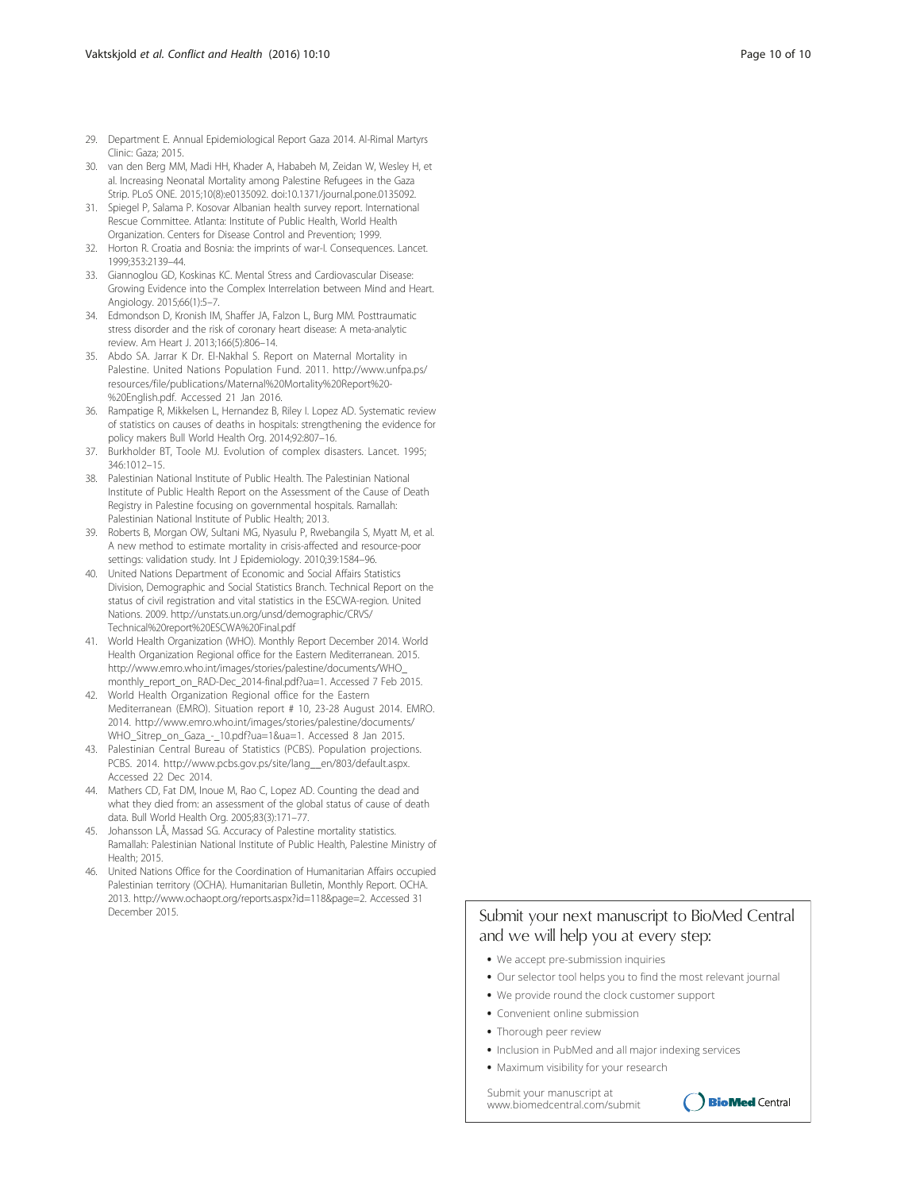29. Department E. Annual Epidemiological Report Gaza 2014. Al-Rimal Martyrs Clinic: Gaza; 2015.
30. van den Berg MM, Madi HH, Khader A, Hababeh M, Zeidan W, Wesley H, et al. Increasing Neonatal Mortality among Palestine Refugees in the Gaza Strip. PLoS ONE. 2015;10(8):e0135092. doi:10.1371/journal.pone.0135092.
31. Spiegel P, Salama P. Kosovar Albanian health survey report. International Rescue Committee. Atlanta: Institute of Public Health, World Health Organization. Centers for Disease Control and Prevention; 1999.
32. Horton R. Croatia and Bosnia: the imprints of war-I. Consequences. Lancet. 1999;353:2139–44.
33. Giannoglou GD, Koskinas KC. Mental Stress and Cardiovascular Disease: Growing Evidence into the Complex Interrelation between Mind and Heart. Angiology. 2015;66(1):5–7.
34. Edmondson D, Kronish IM, Shaffer JA, Falzon L, Burg MM. Posttraumatic stress disorder and the risk of coronary heart disease: A meta-analytic review. Am Heart J. 2013;166(5):806–14.
35. Abdo SA. Jarrar K Dr. El-Nakhal S. Report on Maternal Mortality in Palestine. United Nations Population Fund. 2011. http://www.unfpa.ps/resources/file/publications/Maternal%20Mortality%20Report%20-%20English.pdf. Accessed 21 Jan 2016.
36. Rampatige R, Mikkelsen L, Hernandez B, Riley I. Lopez AD. Systematic review of statistics on causes of deaths in hospitals: strengthening the evidence for policy makers Bull World Health Org. 2014;92:807–16.
37. Burkholder BT, Toole MJ. Evolution of complex disasters. Lancet. 1995; 346:1012–15.
38. Palestinian National Institute of Public Health. The Palestinian National Institute of Public Health Report on the Assessment of the Cause of Death Registry in Palestine focusing on governmental hospitals. Ramallah: Palestinian National Institute of Public Health; 2013.
39. Roberts B, Morgan OW, Sultani MG, Nyasulu P, Rwebangila S, Myatt M, et al. A new method to estimate mortality in crisis-affected and resource-poor settings: validation study. Int J Epidemiology. 2010;39:1584–96.
40. United Nations Department of Economic and Social Affairs Statistics Division, Demographic and Social Statistics Branch. Technical Report on the status of civil registration and vital statistics in the ESCWA-region. United Nations. 2009. http://unstats.un.org/unsd/demographic/CRVS/Technical%20report%20ESCWA%20Final.pdf
41. World Health Organization (WHO). Monthly Report December 2014. World Health Organization Regional office for the Eastern Mediterranean. 2015. http://www.emro.who.int/images/stories/palestine/documents/WHO_monthly_report_on_RAD-Dec_2014-final.pdf?ua=1. Accessed 7 Feb 2015.
42. World Health Organization Regional office for the Eastern Mediterranean (EMRO). Situation report # 10, 23-28 August 2014. EMRO. 2014. http://www.emro.who.int/images/stories/palestine/documents/WHO_Sitrep_on_Gaza_-_10.pdf?ua=1&ua=1. Accessed 8 Jan 2015.
43. Palestinian Central Bureau of Statistics (PCBS). Population projections. PCBS. 2014. http://www.pcbs.gov.ps/site/lang__en/803/default.aspx. Accessed 22 Dec 2014.
44. Mathers CD, Fat DM, Inoue M, Rao C, Lopez AD. Counting the dead and what they died from: an assessment of the global status of cause of death data. Bull World Health Org. 2005;83(3):171–77.
45. Johansson LÅ, Massad SG. Accuracy of Palestine mortality statistics. Ramallah: Palestinian National Institute of Public Health, Palestine Ministry of Health; 2015.
46. United Nations Office for the Coordination of Humanitarian Affairs occupied Palestinian territory (OCHA). Humanitarian Bulletin, Monthly Report. OCHA. 2013. http://www.ochaopt.org/reports.aspx?id=118&page=2. Accessed 31 December 2015.

Submit your next manuscript to BioMed Central and we will help you at every step:

- We accept pre-submission inquiries
- Our selector tool helps you to find the most relevant journal
- We provide round the clock customer support
- Convenient online submission
- Thorough peer review
- Inclusion in PubMed and all major indexing services
- Maximum visibility for your research

Submit your manuscript at www.biomedcentral.com/submit

BioMed Central